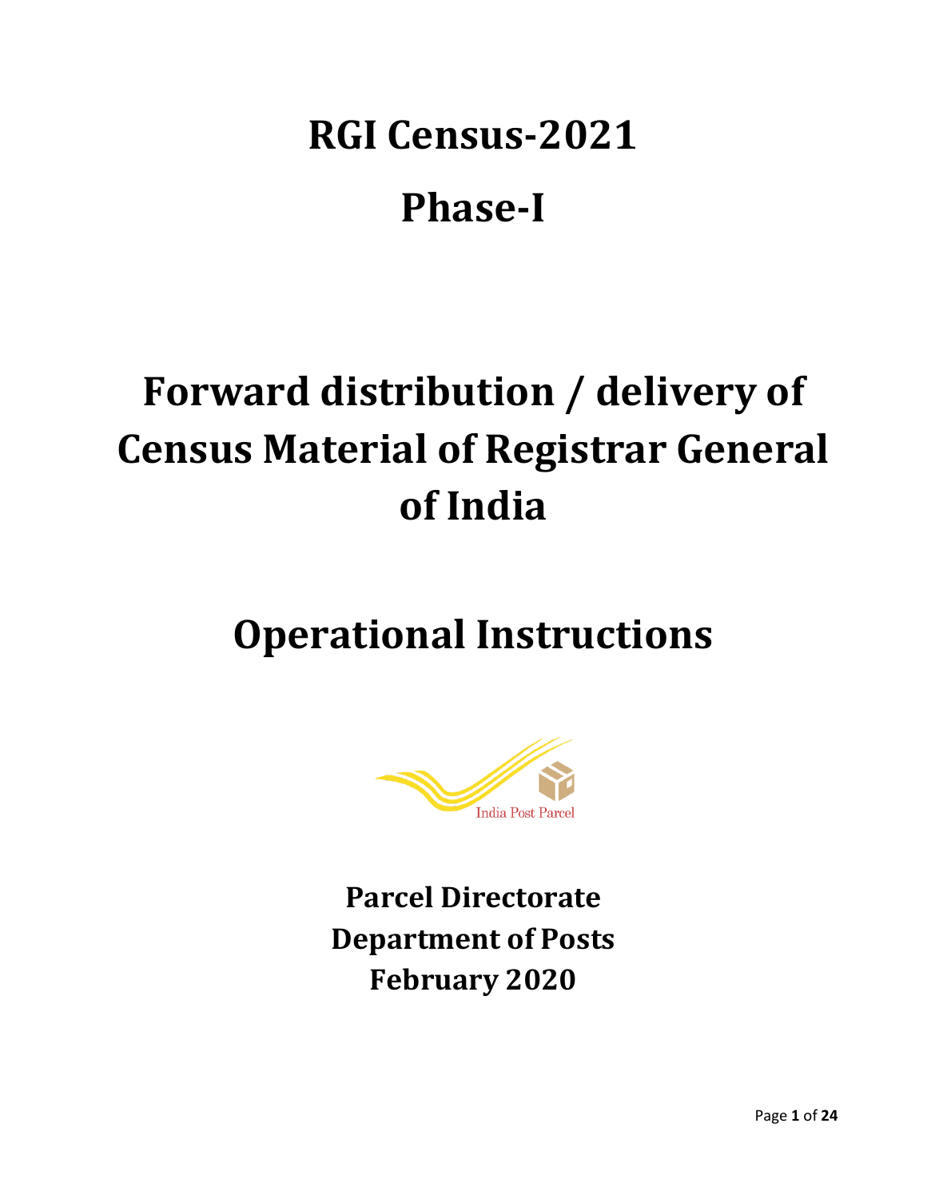# RGI Census-2021

# Phase-I

# Forward distribution / delivery of Census Material of Registrar General of India

# Operational Instructions

India Post Parcel

**Parcel Directorate**
**Department of Posts**
**February 2020**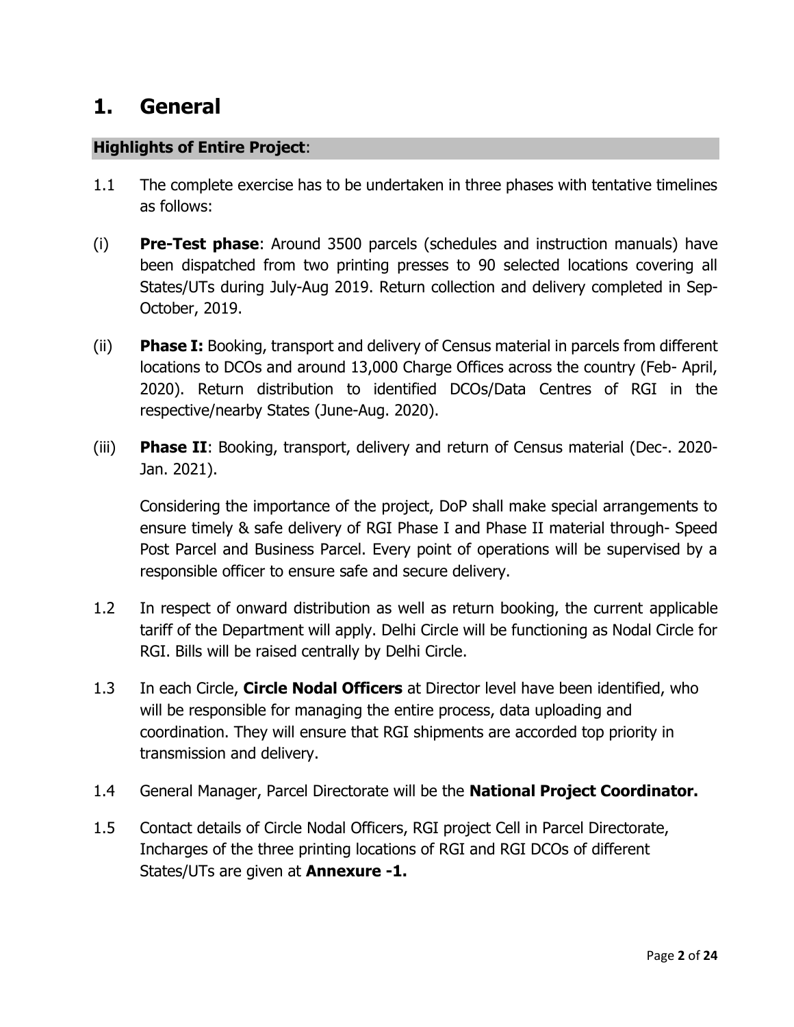# 1. General

**Highlights of Entire Project**:

1.1 The complete exercise has to be undertaken in three phases with tentative timelines as follows:

(i) **Pre-Test phase**: Around 3500 parcels (schedules and instruction manuals) have been dispatched from two printing presses to 90 selected locations covering all States/UTs during July-Aug 2019. Return collection and delivery completed in Sep-October, 2019.

(ii) **Phase I:** Booking, transport and delivery of Census material in parcels from different locations to DCOs and around 13,000 Charge Offices across the country (Feb- April, 2020). Return distribution to identified DCOs/Data Centres of RGI in the respective/nearby States (June-Aug. 2020).

(iii) **Phase II**: Booking, transport, delivery and return of Census material (Dec-. 2020-Jan. 2021).

Considering the importance of the project, DoP shall make special arrangements to ensure timely & safe delivery of RGI Phase I and Phase II material through- Speed Post Parcel and Business Parcel. Every point of operations will be supervised by a responsible officer to ensure safe and secure delivery.

1.2 In respect of onward distribution as well as return booking, the current applicable tariff of the Department will apply. Delhi Circle will be functioning as Nodal Circle for RGI. Bills will be raised centrally by Delhi Circle.

1.3 In each Circle, **Circle Nodal Officers** at Director level have been identified, who will be responsible for managing the entire process, data uploading and coordination. They will ensure that RGI shipments are accorded top priority in transmission and delivery.

1.4 General Manager, Parcel Directorate will be the **National Project Coordinator.**

1.5 Contact details of Circle Nodal Officers, RGI project Cell in Parcel Directorate, Incharges of the three printing locations of RGI and RGI DCOs of different States/UTs are given at **Annexure -1.**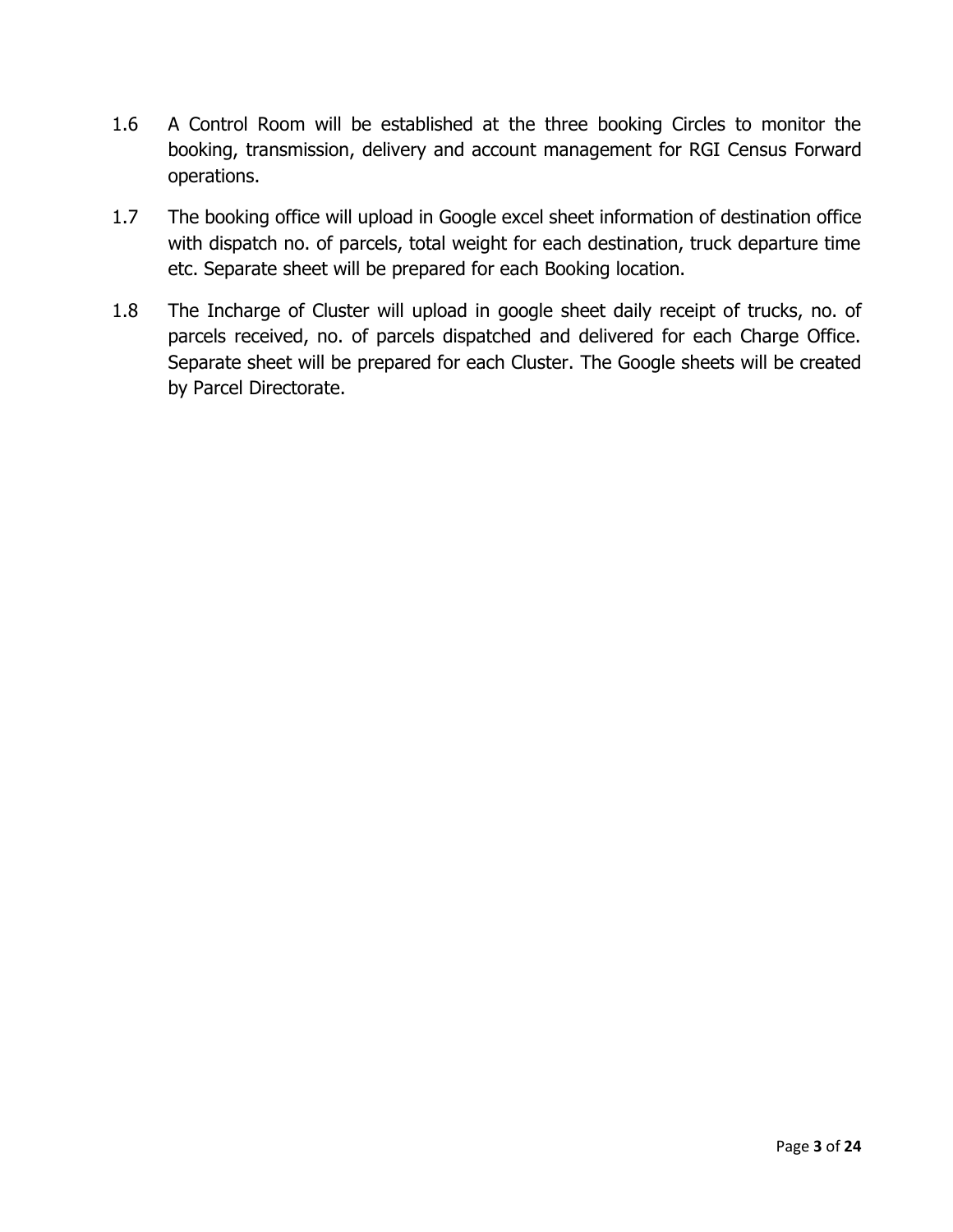1.6 A Control Room will be established at the three booking Circles to monitor the booking, transmission, delivery and account management for RGI Census Forward operations.

1.7 The booking office will upload in Google excel sheet information of destination office with dispatch no. of parcels, total weight for each destination, truck departure time etc. Separate sheet will be prepared for each Booking location.

1.8 The Incharge of Cluster will upload in google sheet daily receipt of trucks, no. of parcels received, no. of parcels dispatched and delivered for each Charge Office. Separate sheet will be prepared for each Cluster. The Google sheets will be created by Parcel Directorate.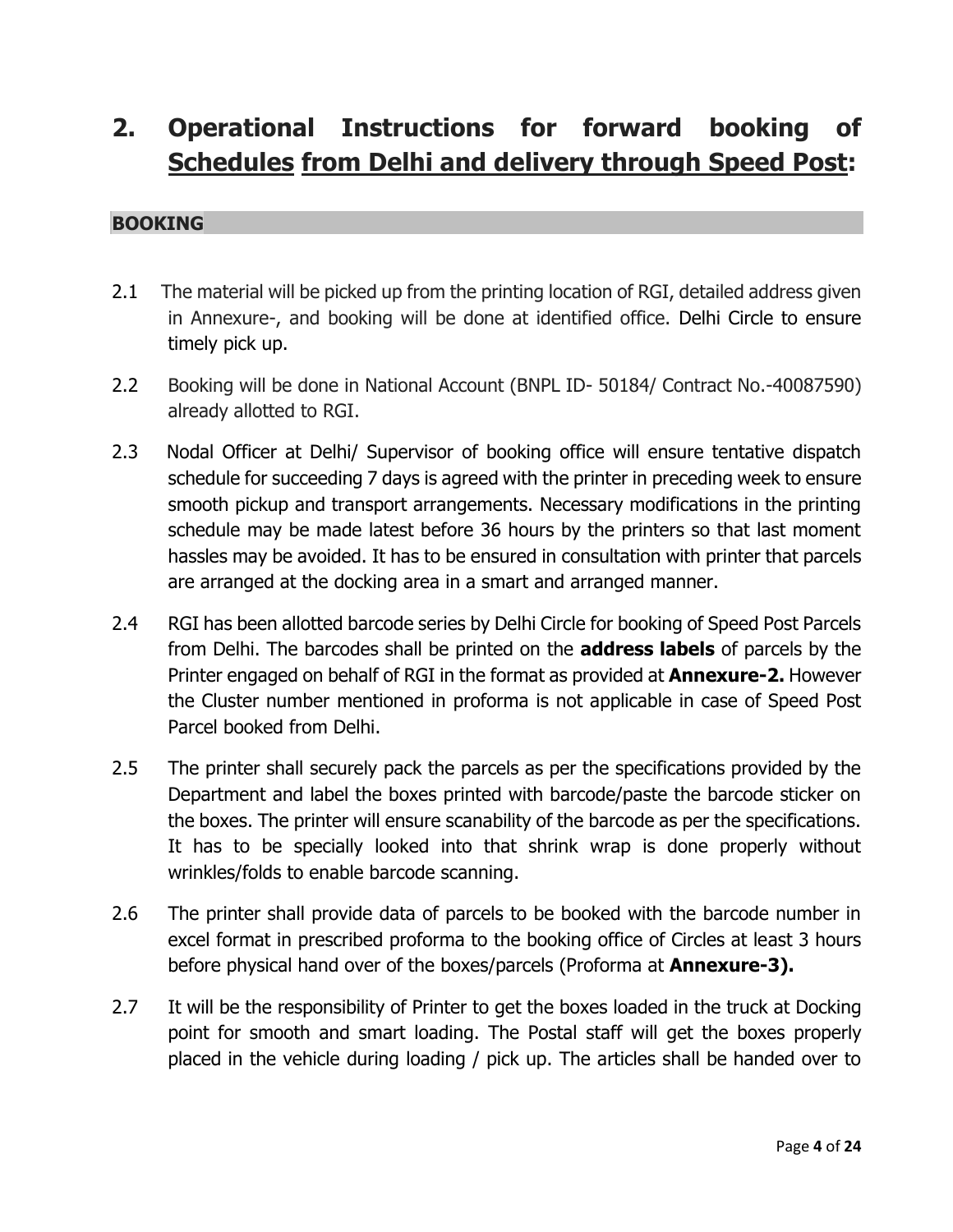# 2. Operational Instructions for forward booking of Schedules from Delhi and delivery through Speed Post:

## BOOKING

2.1 The material will be picked up from the printing location of RGI, detailed address given in Annexure-, and booking will be done at identified office. Delhi Circle to ensure timely pick up.

2.2 Booking will be done in National Account (BNPL ID- 50184/ Contract No.-40087590) already allotted to RGI.

2.3 Nodal Officer at Delhi/ Supervisor of booking office will ensure tentative dispatch schedule for succeeding 7 days is agreed with the printer in preceding week to ensure smooth pickup and transport arrangements. Necessary modifications in the printing schedule may be made latest before 36 hours by the printers so that last moment hassles may be avoided. It has to be ensured in consultation with printer that parcels are arranged at the docking area in a smart and arranged manner.

2.4 RGI has been allotted barcode series by Delhi Circle for booking of Speed Post Parcels from Delhi. The barcodes shall be printed on the **address labels** of parcels by the Printer engaged on behalf of RGI in the format as provided at **Annexure-2.** However the Cluster number mentioned in proforma is not applicable in case of Speed Post Parcel booked from Delhi.

2.5 The printer shall securely pack the parcels as per the specifications provided by the Department and label the boxes printed with barcode/paste the barcode sticker on the boxes. The printer will ensure scanability of the barcode as per the specifications. It has to be specially looked into that shrink wrap is done properly without wrinkles/folds to enable barcode scanning.

2.6 The printer shall provide data of parcels to be booked with the barcode number in excel format in prescribed proforma to the booking office of Circles at least 3 hours before physical hand over of the boxes/parcels (Proforma at **Annexure-3).**

2.7 It will be the responsibility of Printer to get the boxes loaded in the truck at Docking point for smooth and smart loading. The Postal staff will get the boxes properly placed in the vehicle during loading / pick up. The articles shall be handed over to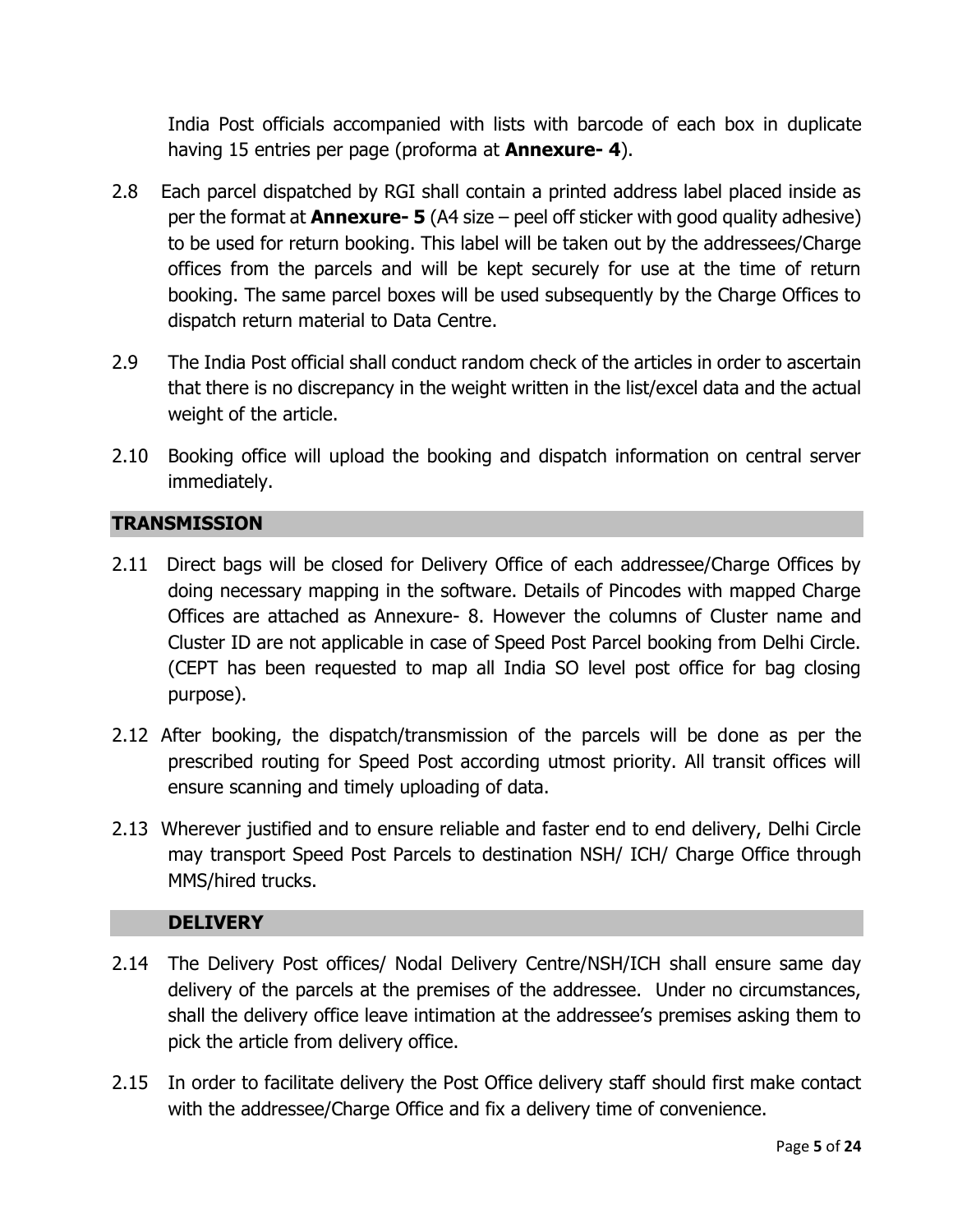India Post officials accompanied with lists with barcode of each box in duplicate having 15 entries per page (proforma at **Annexure- 4**).

2.8 Each parcel dispatched by RGI shall contain a printed address label placed inside as per the format at **Annexure- 5** (A4 size – peel off sticker with good quality adhesive) to be used for return booking. This label will be taken out by the addressees/Charge offices from the parcels and will be kept securely for use at the time of return booking. The same parcel boxes will be used subsequently by the Charge Offices to dispatch return material to Data Centre.

2.9 The India Post official shall conduct random check of the articles in order to ascertain that there is no discrepancy in the weight written in the list/excel data and the actual weight of the article.

2.10 Booking office will upload the booking and dispatch information on central server immediately.

## TRANSMISSION

2.11 Direct bags will be closed for Delivery Office of each addressee/Charge Offices by doing necessary mapping in the software. Details of Pincodes with mapped Charge Offices are attached as Annexure- 8. However the columns of Cluster name and Cluster ID are not applicable in case of Speed Post Parcel booking from Delhi Circle. (CEPT has been requested to map all India SO level post office for bag closing purpose).

2.12 After booking, the dispatch/transmission of the parcels will be done as per the prescribed routing for Speed Post according utmost priority. All transit offices will ensure scanning and timely uploading of data.

2.13 Wherever justified and to ensure reliable and faster end to end delivery, Delhi Circle may transport Speed Post Parcels to destination NSH/ ICH/ Charge Office through MMS/hired trucks.

## DELIVERY

2.14 The Delivery Post offices/ Nodal Delivery Centre/NSH/ICH shall ensure same day delivery of the parcels at the premises of the addressee. Under no circumstances, shall the delivery office leave intimation at the addressee's premises asking them to pick the article from delivery office.

2.15 In order to facilitate delivery the Post Office delivery staff should first make contact with the addressee/Charge Office and fix a delivery time of convenience.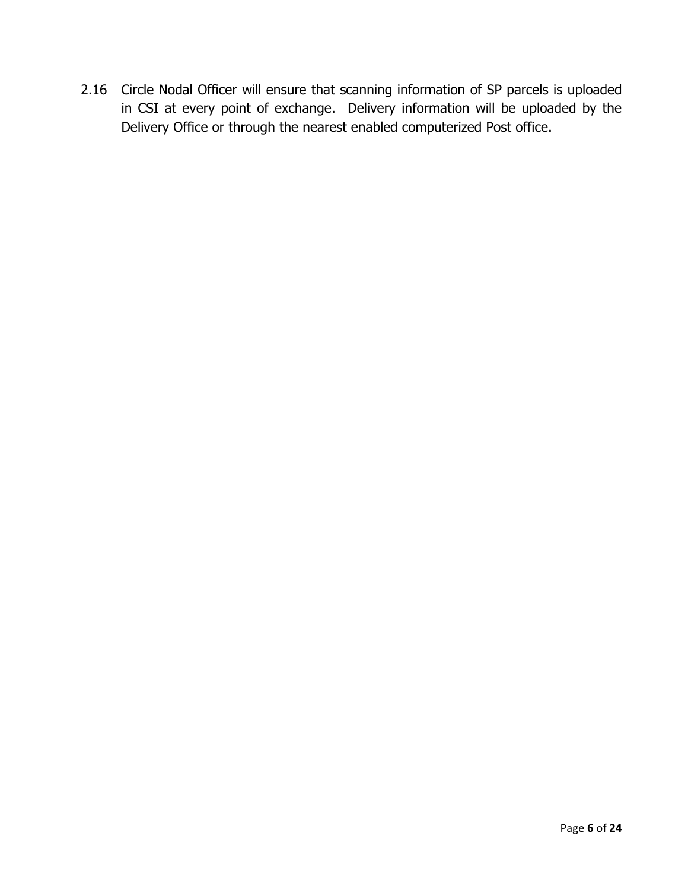2.16 Circle Nodal Officer will ensure that scanning information of SP parcels is uploaded in CSI at every point of exchange. Delivery information will be uploaded by the Delivery Office or through the nearest enabled computerized Post office.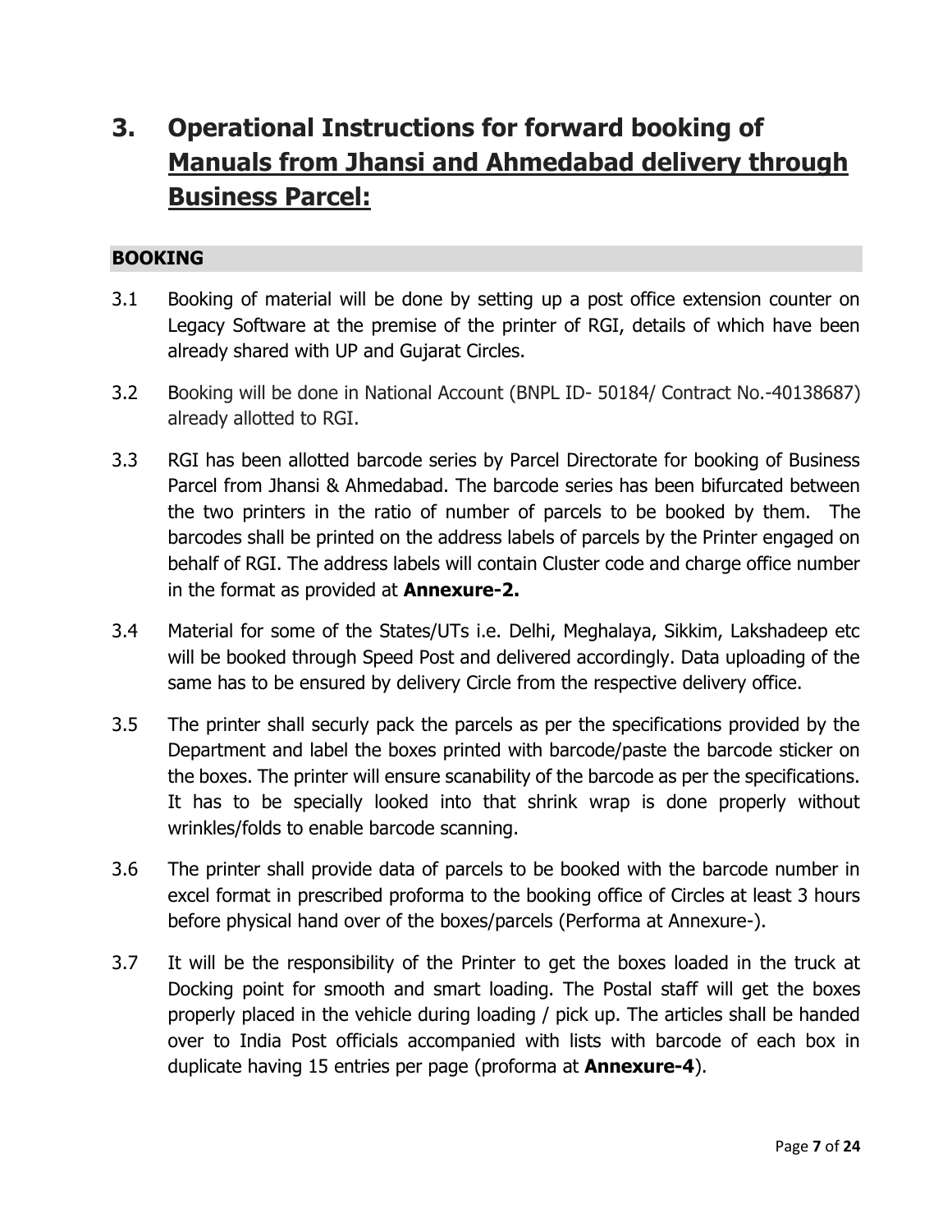# 3. Operational Instructions for forward booking of Manuals from Jhansi and Ahmedabad delivery through Business Parcel:

## BOOKING

3.1 Booking of material will be done by setting up a post office extension counter on Legacy Software at the premise of the printer of RGI, details of which have been already shared with UP and Gujarat Circles.

3.2 Booking will be done in National Account (BNPL ID- 50184/ Contract No.-40138687) already allotted to RGI.

3.3 RGI has been allotted barcode series by Parcel Directorate for booking of Business Parcel from Jhansi & Ahmedabad. The barcode series has been bifurcated between the two printers in the ratio of number of parcels to be booked by them. The barcodes shall be printed on the address labels of parcels by the Printer engaged on behalf of RGI. The address labels will contain Cluster code and charge office number in the format as provided at **Annexure-2.**

3.4 Material for some of the States/UTs i.e. Delhi, Meghalaya, Sikkim, Lakshadeep etc will be booked through Speed Post and delivered accordingly. Data uploading of the same has to be ensured by delivery Circle from the respective delivery office.

3.5 The printer shall securly pack the parcels as per the specifications provided by the Department and label the boxes printed with barcode/paste the barcode sticker on the boxes. The printer will ensure scanability of the barcode as per the specifications. It has to be specially looked into that shrink wrap is done properly without wrinkles/folds to enable barcode scanning.

3.6 The printer shall provide data of parcels to be booked with the barcode number in excel format in prescribed proforma to the booking office of Circles at least 3 hours before physical hand over of the boxes/parcels (Performa at Annexure-).

3.7 It will be the responsibility of the Printer to get the boxes loaded in the truck at Docking point for smooth and smart loading. The Postal staff will get the boxes properly placed in the vehicle during loading / pick up. The articles shall be handed over to India Post officials accompanied with lists with barcode of each box in duplicate having 15 entries per page (proforma at **Annexure-4**).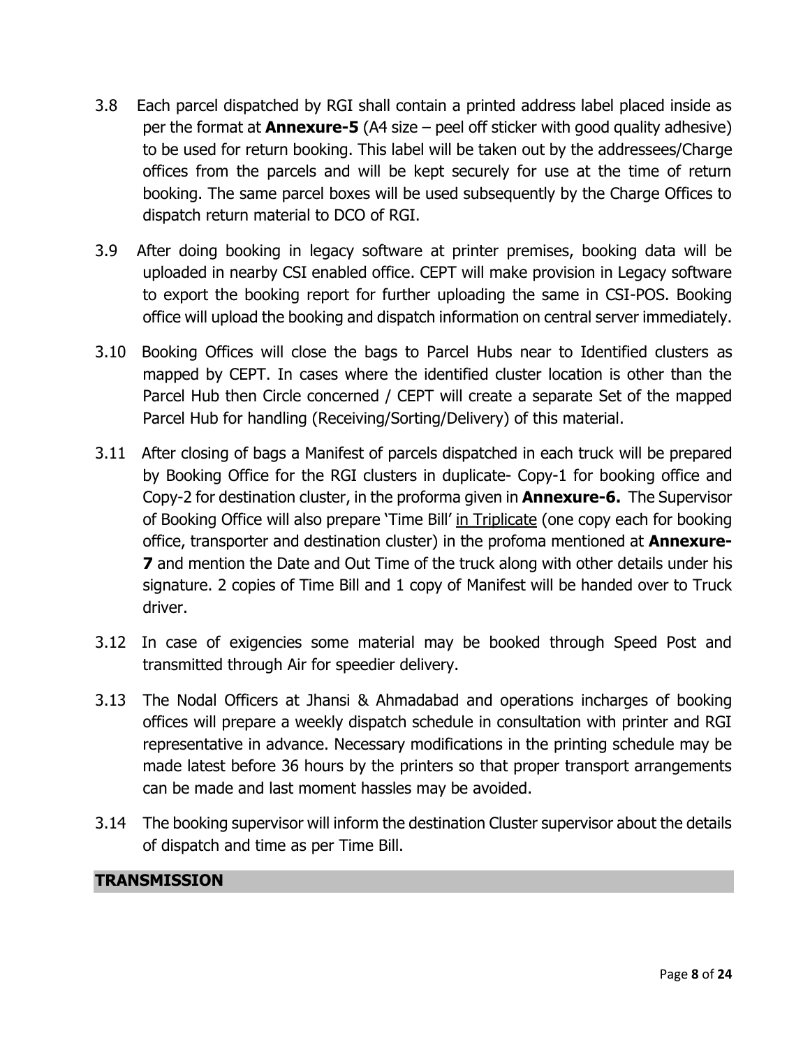3.8 Each parcel dispatched by RGI shall contain a printed address label placed inside as per the format at **Annexure-5** (A4 size – peel off sticker with good quality adhesive) to be used for return booking. This label will be taken out by the addressees/Charge offices from the parcels and will be kept securely for use at the time of return booking. The same parcel boxes will be used subsequently by the Charge Offices to dispatch return material to DCO of RGI.

3.9 After doing booking in legacy software at printer premises, booking data will be uploaded in nearby CSI enabled office. CEPT will make provision in Legacy software to export the booking report for further uploading the same in CSI-POS. Booking office will upload the booking and dispatch information on central server immediately.

3.10 Booking Offices will close the bags to Parcel Hubs near to Identified clusters as mapped by CEPT. In cases where the identified cluster location is other than the Parcel Hub then Circle concerned / CEPT will create a separate Set of the mapped Parcel Hub for handling (Receiving/Sorting/Delivery) of this material.

3.11 After closing of bags a Manifest of parcels dispatched in each truck will be prepared by Booking Office for the RGI clusters in duplicate- Copy-1 for booking office and Copy-2 for destination cluster, in the proforma given in **Annexure-6.** The Supervisor of Booking Office will also prepare 'Time Bill' in Triplicate (one copy each for booking office, transporter and destination cluster) in the profoma mentioned at **Annexure-7** and mention the Date and Out Time of the truck along with other details under his signature. 2 copies of Time Bill and 1 copy of Manifest will be handed over to Truck driver.

3.12 In case of exigencies some material may be booked through Speed Post and transmitted through Air for speedier delivery.

3.13 The Nodal Officers at Jhansi & Ahmadabad and operations incharges of booking offices will prepare a weekly dispatch schedule in consultation with printer and RGI representative in advance. Necessary modifications in the printing schedule may be made latest before 36 hours by the printers so that proper transport arrangements can be made and last moment hassles may be avoided.

3.14 The booking supervisor will inform the destination Cluster supervisor about the details of dispatch and time as per Time Bill.

## TRANSMISSION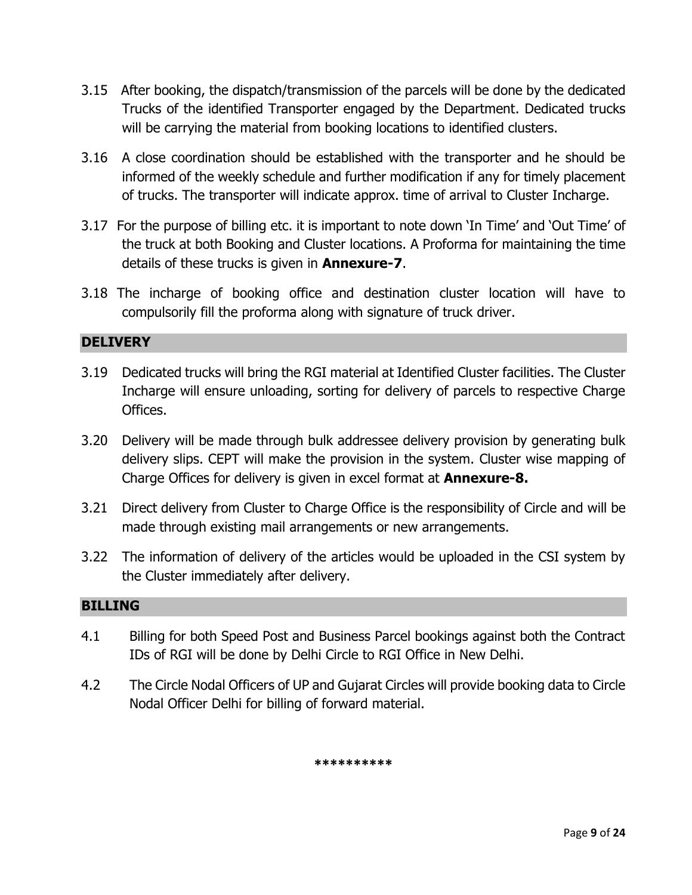3.15 After booking, the dispatch/transmission of the parcels will be done by the dedicated Trucks of the identified Transporter engaged by the Department. Dedicated trucks will be carrying the material from booking locations to identified clusters.

3.16 A close coordination should be established with the transporter and he should be informed of the weekly schedule and further modification if any for timely placement of trucks. The transporter will indicate approx. time of arrival to Cluster Incharge.

3.17 For the purpose of billing etc. it is important to note down 'In Time' and 'Out Time' of the truck at both Booking and Cluster locations. A Proforma for maintaining the time details of these trucks is given in **Annexure-7**.

3.18 The incharge of booking office and destination cluster location will have to compulsorily fill the proforma along with signature of truck driver.

## DELIVERY

3.19 Dedicated trucks will bring the RGI material at Identified Cluster facilities. The Cluster Incharge will ensure unloading, sorting for delivery of parcels to respective Charge Offices.

3.20 Delivery will be made through bulk addressee delivery provision by generating bulk delivery slips. CEPT will make the provision in the system. Cluster wise mapping of Charge Offices for delivery is given in excel format at **Annexure-8.**

3.21 Direct delivery from Cluster to Charge Office is the responsibility of Circle and will be made through existing mail arrangements or new arrangements.

3.22 The information of delivery of the articles would be uploaded in the CSI system by the Cluster immediately after delivery.

## BILLING

4.1 Billing for both Speed Post and Business Parcel bookings against both the Contract IDs of RGI will be done by Delhi Circle to RGI Office in New Delhi.

4.2 The Circle Nodal Officers of UP and Gujarat Circles will provide booking data to Circle Nodal Officer Delhi for billing of forward material.

**********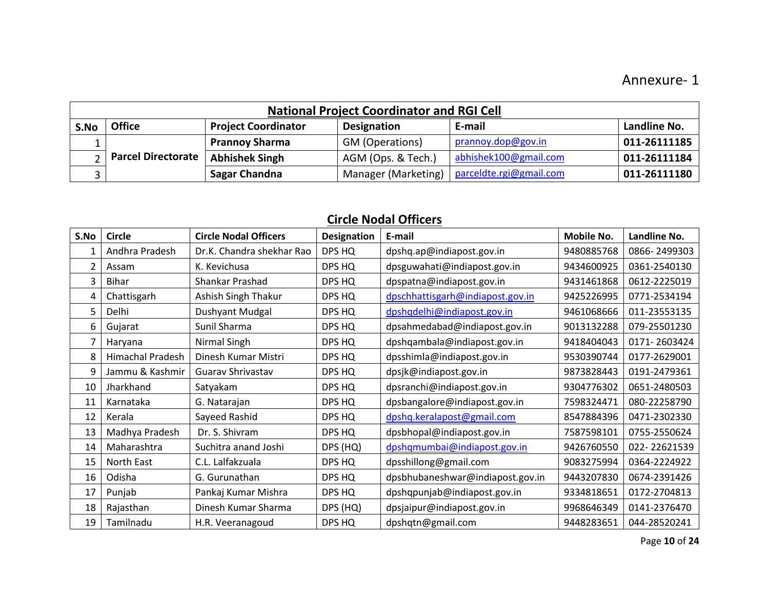Annexure- 1

| National Project Coordinator and RGI Cell | | | | | |
|---|---|---|---|---|---|
| **S.No** | **Office** | **Project Coordinator** | **Designation** | **E-mail** | **Landline No.** |
| 1 | **Parcel Directorate** | **Prannoy Sharma** | GM (Operations) | prannoy.dop@gov.in | **011-26111185** |
| 2 | | **Abhishek Singh** | AGM (Ops. & Tech.) | abhishek100@gmail.com | **011-26111184** |
| 3 | | **Sagar Chandna** | Manager (Marketing) | parceldte.rgi@gmail.com | **011-26111180** |

## Circle Nodal Officers

| S.No | Circle | Circle Nodal Officers | Designation | E-mail | Mobile No. | Landline No. |
|---|---|---|---|---|---|---|
| 1 | Andhra Pradesh | Dr.K. Chandra shekhar Rao | DPS HQ | dpshq.ap@indiapost.gov.in | 9480885768 | 0866- 2499303 |
| 2 | Assam | K. Kevichusa | DPS HQ | dpsguwahati@indiapost.gov.in | 9434600925 | 0361-2540130 |
| 3 | Bihar | Shankar Prashad | DPS HQ | dpspatna@indiapost.gov.in | 9431461868 | 0612-2225019 |
| 4 | Chattisgarh | Ashish Singh Thakur | DPS HQ | dpschhattisgarh@indiapost.gov.in | 9425226995 | 0771-2534194 |
| 5 | Delhi | Dushyant Mudgal | DPS HQ | dpshqdelhi@indiapost.gov.in | 9461068666 | 011-23553135 |
| 6 | Gujarat | Sunil Sharma | DPS HQ | dpsahmedabad@indiapost.gov.in | 9013132288 | 079-25501230 |
| 7 | Haryana | Nirmal Singh | DPS HQ | dpshqambala@indiapost.gov.in | 9418404043 | 0171- 2603424 |
| 8 | Himachal Pradesh | Dinesh Kumar Mistri | DPS HQ | dpsshimla@indiapost.gov.in | 9530390744 | 0177-2629001 |
| 9 | Jammu & Kashmir | Guarav Shrivastav | DPS HQ | dpsjk@indiapost.gov.in | 9873828443 | 0191-2479361 |
| 10 | Jharkhand | Satyakam | DPS HQ | dpsranchi@indiapost.gov.in | 9304776302 | 0651-2480503 |
| 11 | Karnataka | G. Natarajan | DPS HQ | dpsbangalore@indiapost.gov.in | 7598324471 | 080-22258790 |
| 12 | Kerala | Sayeed Rashid | DPS HQ | dpshq.keralapost@gmail.com | 8547884396 | 0471-2302330 |
| 13 | Madhya Pradesh | Dr. S. Shivram | DPS HQ | dpsbhopal@indiapost.gov.in | 7587598101 | 0755-2550624 |
| 14 | Maharashtra | Suchitra anand Joshi | DPS (HQ) | dpshqmumbai@indiapost.gov.in | 9426760550 | 022- 22621539 |
| 15 | North East | C.L. Lalfakzuala | DPS HQ | dpsshillong@gmail.com | 9083275994 | 0364-2224922 |
| 16 | Odisha | G. Gurunathan | DPS HQ | dpsbhubaneshwar@indiapost.gov.in | 9443207830 | 0674-2391426 |
| 17 | Punjab | Pankaj Kumar Mishra | DPS HQ | dpshqpunjab@indiapost.gov.in | 9334818651 | 0172-2704813 |
| 18 | Rajasthan | Dinesh Kumar Sharma | DPS (HQ) | dpsjaipur@indiapost.gov.in | 9968646349 | 0141-2376470 |
| 19 | Tamilnadu | H.R. Veeranagoud | DPS HQ | dpshqtn@gmail.com | 9448283651 | 044-28520241 |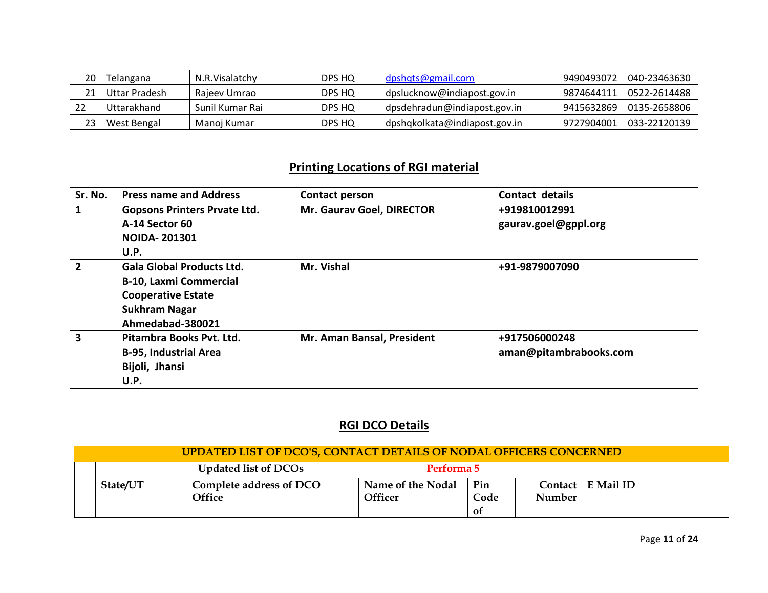| 20 | Telangana | N.R.Visalatchy | DPS HQ | dpshqts@gmail.com | 9490493072 | 040-23463630 |
|---|---|---|---|---|---|---|
| 21 | Uttar Pradesh | Rajeev Umrao | DPS HQ | dpslucknow@indiapost.gov.in | 9874644111 | 0522-2614488 |
| 22 | Uttarakhand | Sunil Kumar Rai | DPS HQ | dpsdehradun@indiapost.gov.in | 9415632869 | 0135-2658806 |
| 23 | West Bengal | Manoj Kumar | DPS HQ | dpshqkolkata@indiapost.gov.in | 9727904001 | 033-22120139 |

## Printing Locations of RGI material

| Sr. No. | Press name and Address | Contact person | Contact details |
|---|---|---|---|
| **1** | **Gopsons Printers Prvate Ltd.**<br>**A-14 Sector 60**<br>**NOIDA- 201301**<br>**U.P.** | **Mr. Gaurav Goel, DIRECTOR** | **+919810012991**<br>**gaurav.goel@gppl.org** |
| **2** | **Gala Global Products Ltd.**<br>**B-10, Laxmi Commercial**<br>**Cooperative Estate**<br>**Sukhram Nagar**<br>**Ahmedabad-380021** | **Mr. Vishal** | **+91-9879007090** |
| **3** | **Pitambra Books Pvt. Ltd.**<br>**B-95, Industrial Area**<br>**Bijoli, Jhansi**<br>**U.P.** | **Mr. Aman Bansal, President** | **+917506000248**<br>**aman@pitambrabooks.com** |

## RGI DCO Details

| UPDATED LIST OF DCO'S, CONTACT DETAILS OF NODAL OFFICERS CONCERNED | | | | | | |
|---|---|---|---|---|---|---|
| | Updated list of DCOs | | Performa 5 | | | |
| | State/UT | Complete address of DCO Office | Name of the Nodal Officer | Pin Code of | Contact Number | E Mail ID |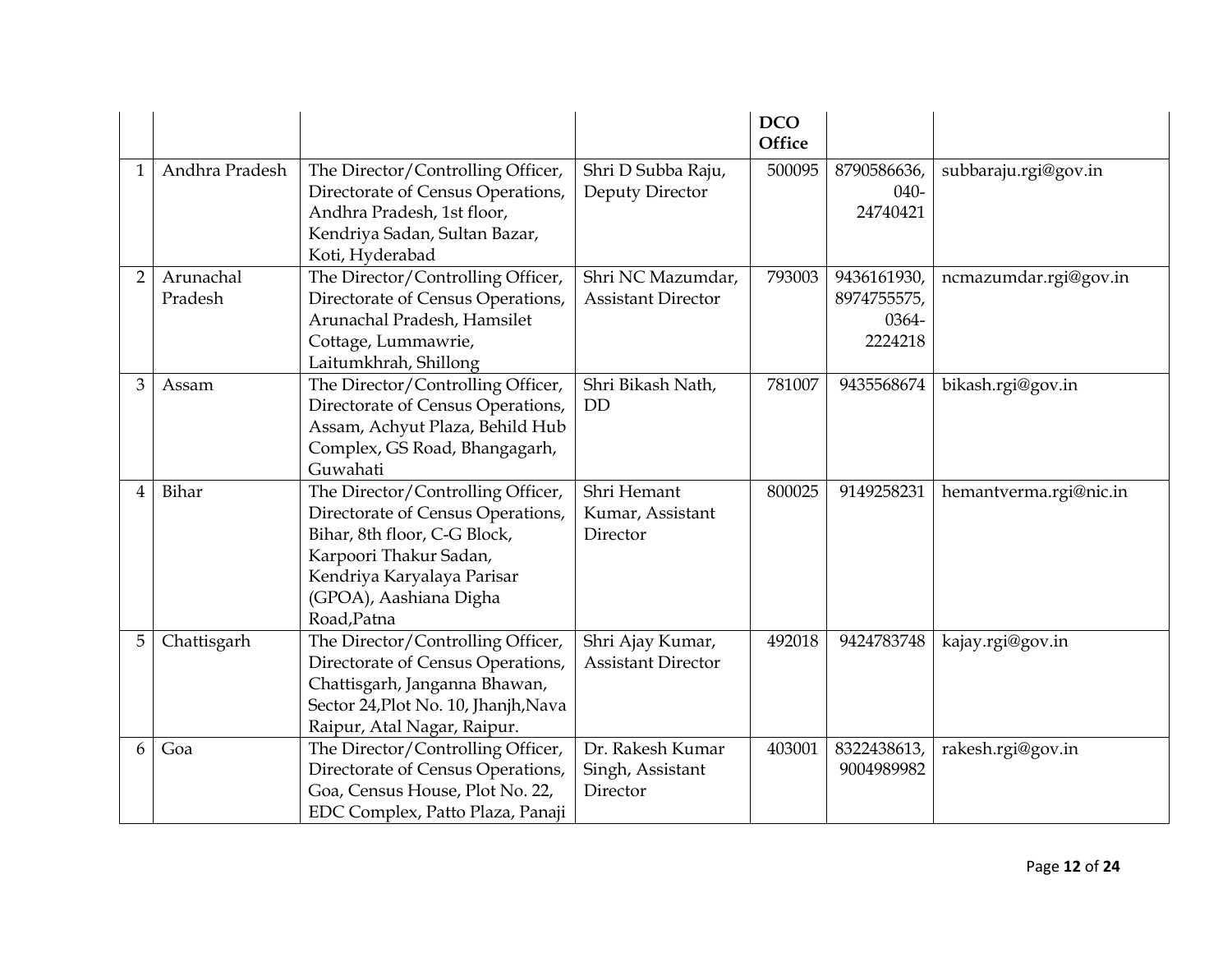| | | | | DCO Office | | |
|---|---|---|---|---|---|---|
| 1 | Andhra Pradesh | The Director/Controlling Officer, Directorate of Census Operations, Andhra Pradesh, 1st floor, Kendriya Sadan, Sultan Bazar, Koti, Hyderabad | Shri D Subba Raju, Deputy Director | 500095 | 8790586636, 040-24740421 | subbaraju.rgi@gov.in |
| 2 | Arunachal Pradesh | The Director/Controlling Officer, Directorate of Census Operations, Arunachal Pradesh, Hamsilet Cottage, Lummawrie, Laitumkhrah, Shillong | Shri NC Mazumdar, Assistant Director | 793003 | 9436161930, 8974755575, 0364-2224218 | ncmazumdar.rgi@gov.in |
| 3 | Assam | The Director/Controlling Officer, Directorate of Census Operations, Assam, Achyut Plaza, Behild Hub Complex, GS Road, Bhangagarh, Guwahati | Shri Bikash Nath, DD | 781007 | 9435568674 | bikash.rgi@gov.in |
| 4 | Bihar | The Director/Controlling Officer, Directorate of Census Operations, Bihar, 8th floor, C-G Block, Karpoori Thakur Sadan, Kendriya Karyalaya Parisar (GPOA), Aashiana Digha Road,Patna | Shri Hemant Kumar, Assistant Director | 800025 | 9149258231 | hemantverma.rgi@nic.in |
| 5 | Chattisgarh | The Director/Controlling Officer, Directorate of Census Operations, Chattisgarh, Janganna Bhawan, Sector 24,Plot No. 10, Jhanjh,Nava Raipur, Atal Nagar, Raipur. | Shri Ajay Kumar, Assistant Director | 492018 | 9424783748 | kajay.rgi@gov.in |
| 6 | Goa | The Director/Controlling Officer, Directorate of Census Operations, Goa, Census House, Plot No. 22, EDC Complex, Patto Plaza, Panaji | Dr. Rakesh Kumar Singh, Assistant Director | 403001 | 8322438613, 9004989982 | rakesh.rgi@gov.in |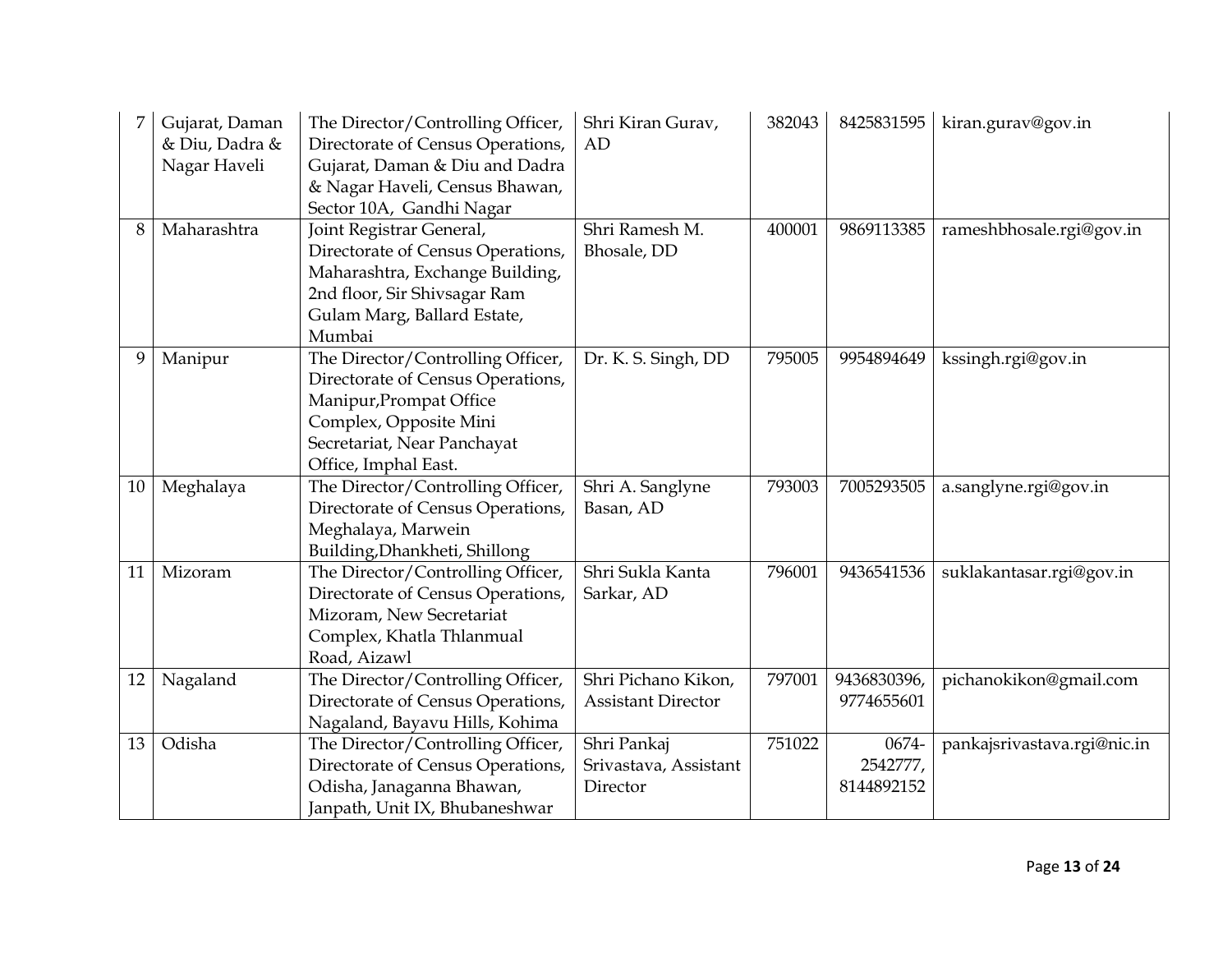| 7 | Gujarat, Daman & Diu, Dadra & Nagar Haveli | The Director/Controlling Officer, Directorate of Census Operations, Gujarat, Daman & Diu and Dadra & Nagar Haveli, Census Bhawan, Sector 10A, Gandhi Nagar | Shri Kiran Gurav, AD | 382043 | 8425831595 | kiran.gurav@gov.in |
|---|---|---|---|---|---|---|
| 8 | Maharashtra | Joint Registrar General, Directorate of Census Operations, Maharashtra, Exchange Building, 2nd floor, Sir Shivsagar Ram Gulam Marg, Ballard Estate, Mumbai | Shri Ramesh M. Bhosale, DD | 400001 | 9869113385 | rameshbhosale.rgi@gov.in |
| 9 | Manipur | The Director/Controlling Officer, Directorate of Census Operations, Manipur,Prompat Office Complex, Opposite Mini Secretariat, Near Panchayat Office, Imphal East. | Dr. K. S. Singh, DD | 795005 | 9954894649 | kssingh.rgi@gov.in |
| 10 | Meghalaya | The Director/Controlling Officer, Directorate of Census Operations, Meghalaya, Marwein Building,Dhankheti, Shillong | Shri A. Sanglyne Basan, AD | 793003 | 7005293505 | a.sanglyne.rgi@gov.in |
| 11 | Mizoram | The Director/Controlling Officer, Directorate of Census Operations, Mizoram, New Secretariat Complex, Khatla Thlanmual Road, Aizawl | Shri Sukla Kanta Sarkar, AD | 796001 | 9436541536 | suklakantasar.rgi@gov.in |
| 12 | Nagaland | The Director/Controlling Officer, Directorate of Census Operations, Nagaland, Bayavu Hills, Kohima | Shri Pichano Kikon, Assistant Director | 797001 | 9436830396, 9774655601 | pichanokikon@gmail.com |
| 13 | Odisha | The Director/Controlling Officer, Directorate of Census Operations, Odisha, Janaganna Bhawan, Janpath, Unit IX, Bhubaneshwar | Shri Pankaj Srivastava, Assistant Director | 751022 | 0674-2542777, 8144892152 | pankajsrivastava.rgi@nic.in |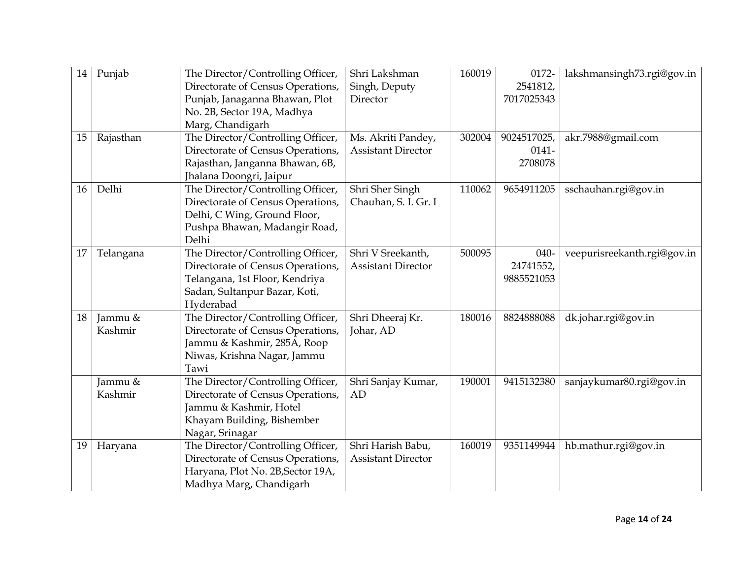| 14 | Punjab | The Director/Controlling Officer, Directorate of Census Operations, Punjab, Janaganna Bhawan, Plot No. 2B, Sector 19A, Madhya Marg, Chandigarh | Shri Lakshman Singh, Deputy Director | 160019 | 0172-2541812, 7017025343 | lakshmansingh73.rgi@gov.in |
|---|---|---|---|---|---|---|
| 15 | Rajasthan | The Director/Controlling Officer, Directorate of Census Operations, Rajasthan, Janganna Bhawan, 6B, Jhalana Doongri, Jaipur | Ms. Akriti Pandey, Assistant Director | 302004 | 9024517025, 0141-2708078 | akr.7988@gmail.com |
| 16 | Delhi | The Director/Controlling Officer, Directorate of Census Operations, Delhi, C Wing, Ground Floor, Pushpa Bhawan, Madangir Road, Delhi | Shri Sher Singh Chauhan, S. I. Gr. I | 110062 | 9654911205 | sschauhan.rgi@gov.in |
| 17 | Telangana | The Director/Controlling Officer, Directorate of Census Operations, Telangana, 1st Floor, Kendriya Sadan, Sultanpur Bazar, Koti, Hyderabad | Shri V Sreekanth, Assistant Director | 500095 | 040-24741552, 9885521053 | veepurisreekanth.rgi@gov.in |
| 18 | Jammu & Kashmir | The Director/Controlling Officer, Directorate of Census Operations, Jammu & Kashmir, 285A, Roop Niwas, Krishna Nagar, Jammu Tawi | Shri Dheeraj Kr. Johar, AD | 180016 | 8824888088 | dk.johar.rgi@gov.in |
| | Jammu & Kashmir | The Director/Controlling Officer, Directorate of Census Operations, Jammu & Kashmir, Hotel Khayam Building, Bishember Nagar, Srinagar | Shri Sanjay Kumar, AD | 190001 | 9415132380 | sanjaykumar80.rgi@gov.in |
| 19 | Haryana | The Director/Controlling Officer, Directorate of Census Operations, Haryana, Plot No. 2B,Sector 19A, Madhya Marg, Chandigarh | Shri Harish Babu, Assistant Director | 160019 | 9351149944 | hb.mathur.rgi@gov.in |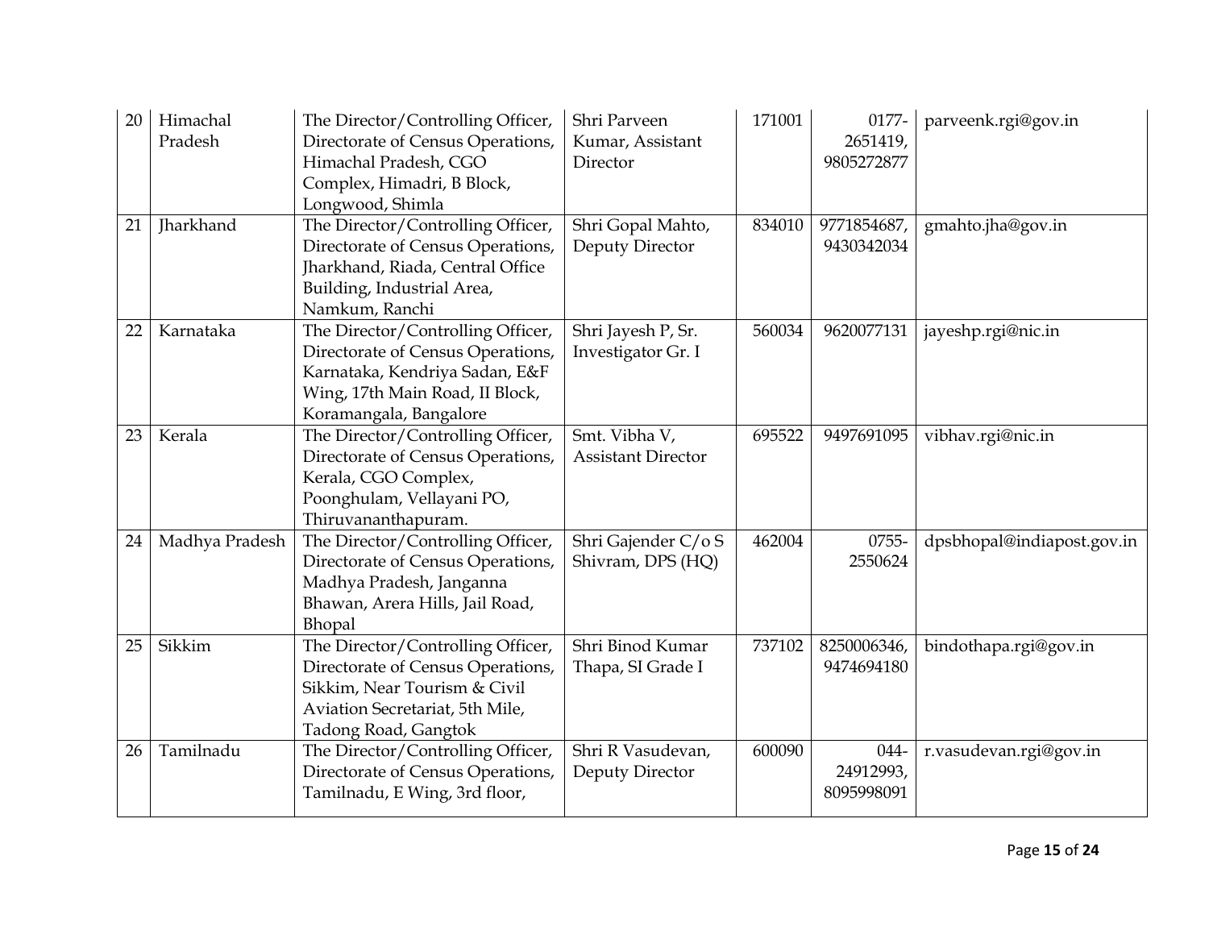| 20 | Himachal Pradesh | The Director/Controlling Officer, Directorate of Census Operations, Himachal Pradesh, CGO Complex, Himadri, B Block, Longwood, Shimla | Shri Parveen Kumar, Assistant Director | 171001 | 0177-2651419, 9805272877 | parveenk.rgi@gov.in |
|---|---|---|---|---|---|---|
| 21 | Jharkhand | The Director/Controlling Officer, Directorate of Census Operations, Jharkhand, Riada, Central Office Building, Industrial Area, Namkum, Ranchi | Shri Gopal Mahto, Deputy Director | 834010 | 9771854687, 9430342034 | gmahto.jha@gov.in |
| 22 | Karnataka | The Director/Controlling Officer, Directorate of Census Operations, Karnataka, Kendriya Sadan, E&F Wing, 17th Main Road, II Block, Koramangala, Bangalore | Shri Jayesh P, Sr. Investigator Gr. I | 560034 | 9620077131 | jayeshp.rgi@nic.in |
| 23 | Kerala | The Director/Controlling Officer, Directorate of Census Operations, Kerala, CGO Complex, Poonghulam, Vellayani PO, Thiruvananthapuram. | Smt. Vibha V, Assistant Director | 695522 | 9497691095 | vibhav.rgi@nic.in |
| 24 | Madhya Pradesh | The Director/Controlling Officer, Directorate of Census Operations, Madhya Pradesh, Janganna Bhawan, Arera Hills, Jail Road, Bhopal | Shri Gajender C/o S Shivram, DPS (HQ) | 462004 | 0755-2550624 | dpsbhopal@indiapost.gov.in |
| 25 | Sikkim | The Director/Controlling Officer, Directorate of Census Operations, Sikkim, Near Tourism & Civil Aviation Secretariat, 5th Mile, Tadong Road, Gangtok | Shri Binod Kumar Thapa, SI Grade I | 737102 | 8250006346, 9474694180 | bindothapa.rgi@gov.in |
| 26 | Tamilnadu | The Director/Controlling Officer, Directorate of Census Operations, Tamilnadu, E Wing, 3rd floor, | Shri R Vasudevan, Deputy Director | 600090 | 044-24912993, 8095998091 | r.vasudevan.rgi@gov.in |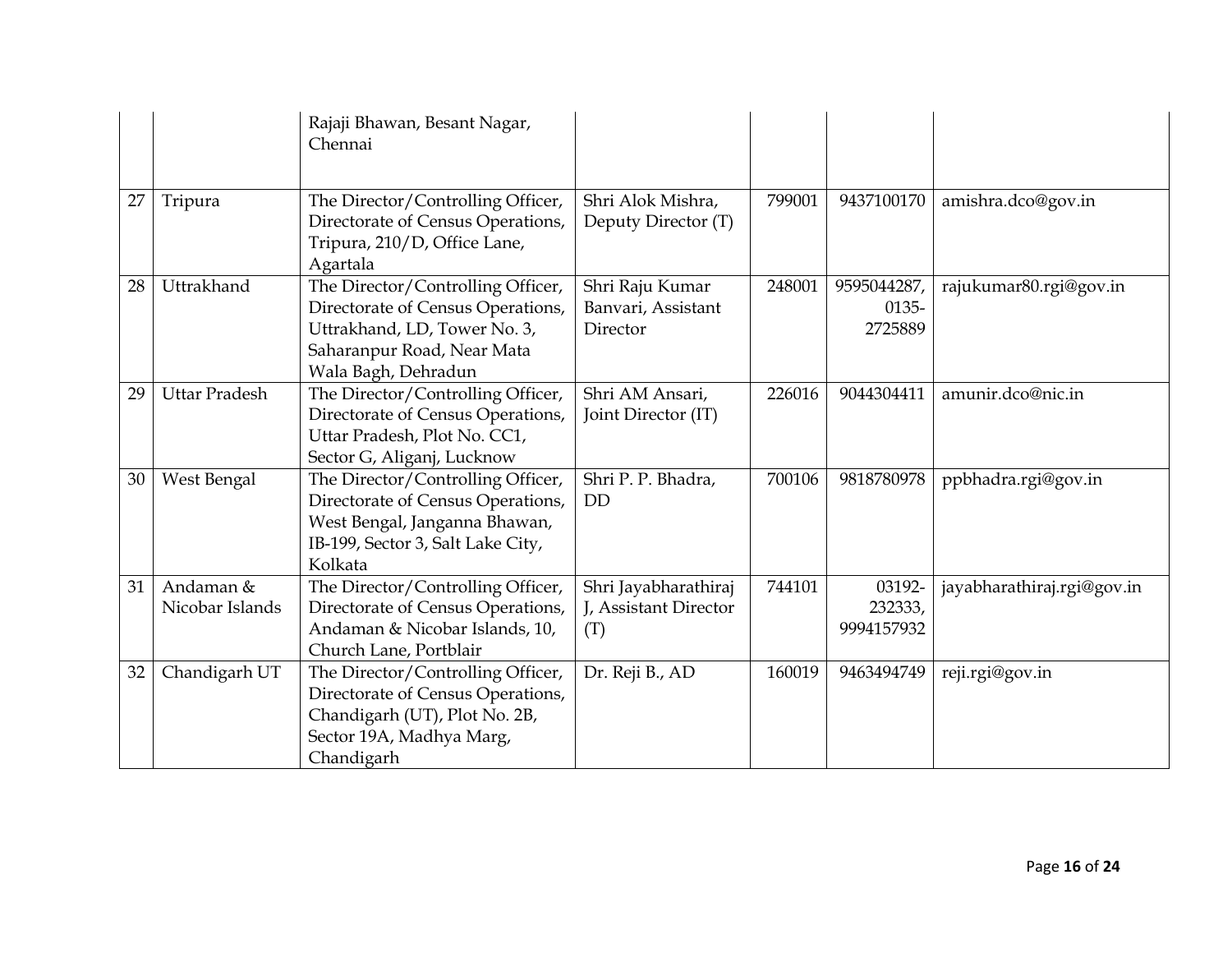| | | | | | | |
|---|---|---|---|---|---|---|
| | | Rajaji Bhawan, Besant Nagar, Chennai | | | | |
| 27 | Tripura | The Director/Controlling Officer, Directorate of Census Operations, Tripura, 210/D, Office Lane, Agartala | Shri Alok Mishra, Deputy Director (T) | 799001 | 9437100170 | amishra.dco@gov.in |
| 28 | Uttrakhand | The Director/Controlling Officer, Directorate of Census Operations, Uttrakhand, LD, Tower No. 3, Saharanpur Road, Near Mata Wala Bagh, Dehradun | Shri Raju Kumar Banvari, Assistant Director | 248001 | 9595044287, 0135-2725889 | rajukumar80.rgi@gov.in |
| 29 | Uttar Pradesh | The Director/Controlling Officer, Directorate of Census Operations, Uttar Pradesh, Plot No. CC1, Sector G, Aliganj, Lucknow | Shri AM Ansari, Joint Director (IT) | 226016 | 9044304411 | amunir.dco@nic.in |
| 30 | West Bengal | The Director/Controlling Officer, Directorate of Census Operations, West Bengal, Janganna Bhawan, IB-199, Sector 3, Salt Lake City, Kolkata | Shri P. P. Bhadra, DD | 700106 | 9818780978 | ppbhadra.rgi@gov.in |
| 31 | Andaman & Nicobar Islands | The Director/Controlling Officer, Directorate of Census Operations, Andaman & Nicobar Islands, 10, Church Lane, Portblair | Shri Jayabharathiraj J, Assistant Director (T) | 744101 | 03192-232333, 9994157932 | jayabharathiraj.rgi@gov.in |
| 32 | Chandigarh UT | The Director/Controlling Officer, Directorate of Census Operations, Chandigarh (UT), Plot No. 2B, Sector 19A, Madhya Marg, Chandigarh | Dr. Reji B., AD | 160019 | 9463494749 | reji.rgi@gov.in |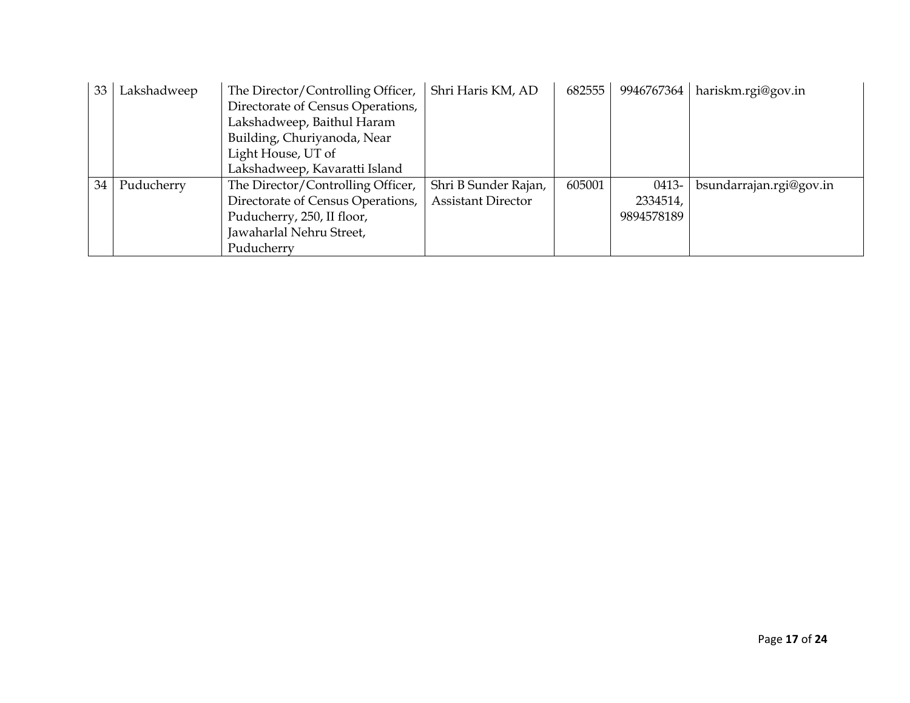| 33 | Lakshadweep | The Director/Controlling Officer, Directorate of Census Operations, Lakshadweep, Baithul Haram Building, Churiyanoda, Near Light House, UT of Lakshadweep, Kavaratti Island | Shri Haris KM, AD | 682555 | 9946767364 | hariskm.rgi@gov.in |
|---|---|---|---|---|---|---|
| 34 | Puducherry | The Director/Controlling Officer, Directorate of Census Operations, Puducherry, 250, II floor, Jawaharlal Nehru Street, Puducherry | Shri B Sunder Rajan, Assistant Director | 605001 | 0413-2334514, 9894578189 | bsundarrajan.rgi@gov.in |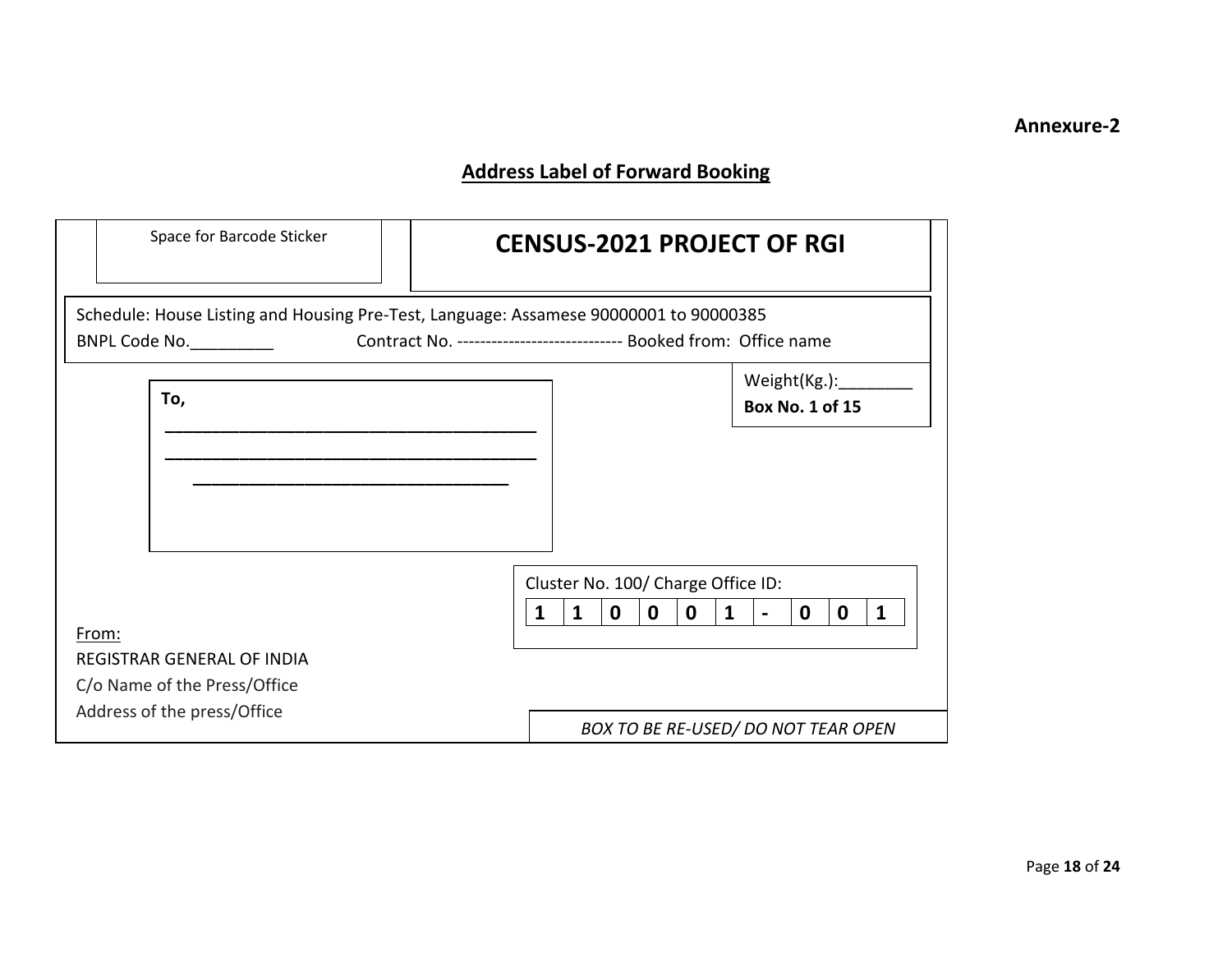**Annexure-2**

## Address Label of Forward Booking

Space for Barcode Sticker

# CENSUS-2021 PROJECT OF RGI

Schedule: House Listing and Housing Pre-Test, Language: Assamese 90000001 to 90000385

BNPL Code No._________ Contract No. ----------------------------- Booked from: Office name

Weight(Kg.):________

**Box No. 1 of 15**

**To,**

________________________________________

________________________________________

__________________________________

Cluster No. 100/ Charge Office ID:

| 1 | 1 | 0 | 0 | 0 | 1 | - | 0 | 0 | 1 |
|---|---|---|---|---|---|---|---|---|---|

From:

REGISTRAR GENERAL OF INDIA

C/o Name of the Press/Office

Address of the press/Office

*BOX TO BE RE-USED/ DO NOT TEAR OPEN*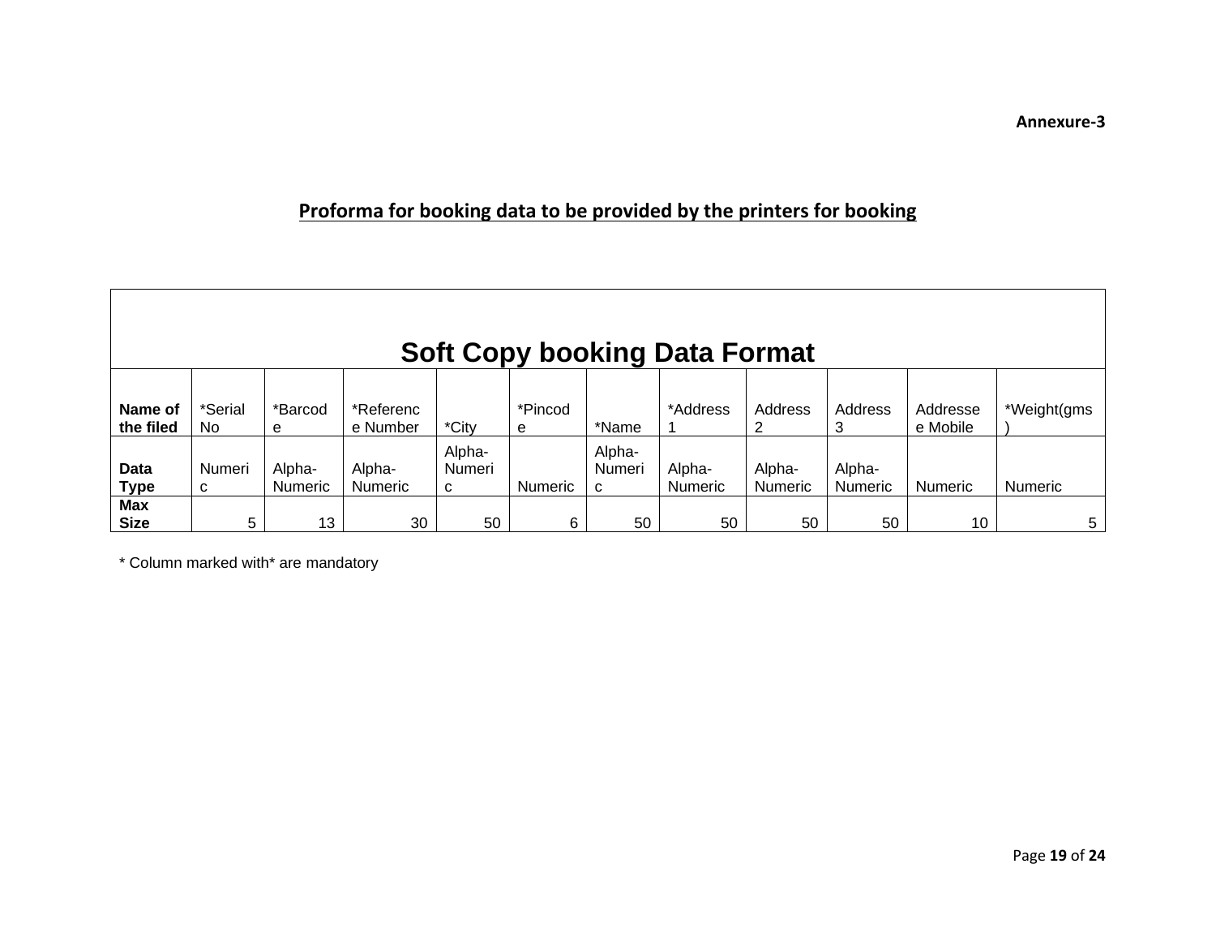**Annexure-3**

## Proforma for booking data to be provided by the printers for booking

| Soft Copy booking Data Format | | | | | | | | | | | |
|---|---|---|---|---|---|---|---|---|---|---|---|
| **Name of the filed** | *Serial No | *Barcode | *Reference Number | *City | *Pincode | *Name | *Address 1 | Address 2 | Address 3 | Addressee Mobile | *Weight(gms) |
| **Data Type** | Numeric | Alpha-Numeric | Alpha-Numeric | Alpha-Numeric | Numeric | Alpha-Numeric | Alpha-Numeric | Alpha-Numeric | Alpha-Numeric | Numeric | Numeric |
| **Max Size** | 5 | 13 | 30 | 50 | 6 | 50 | 50 | 50 | 50 | 10 | 5 |

* Column marked with* are mandatory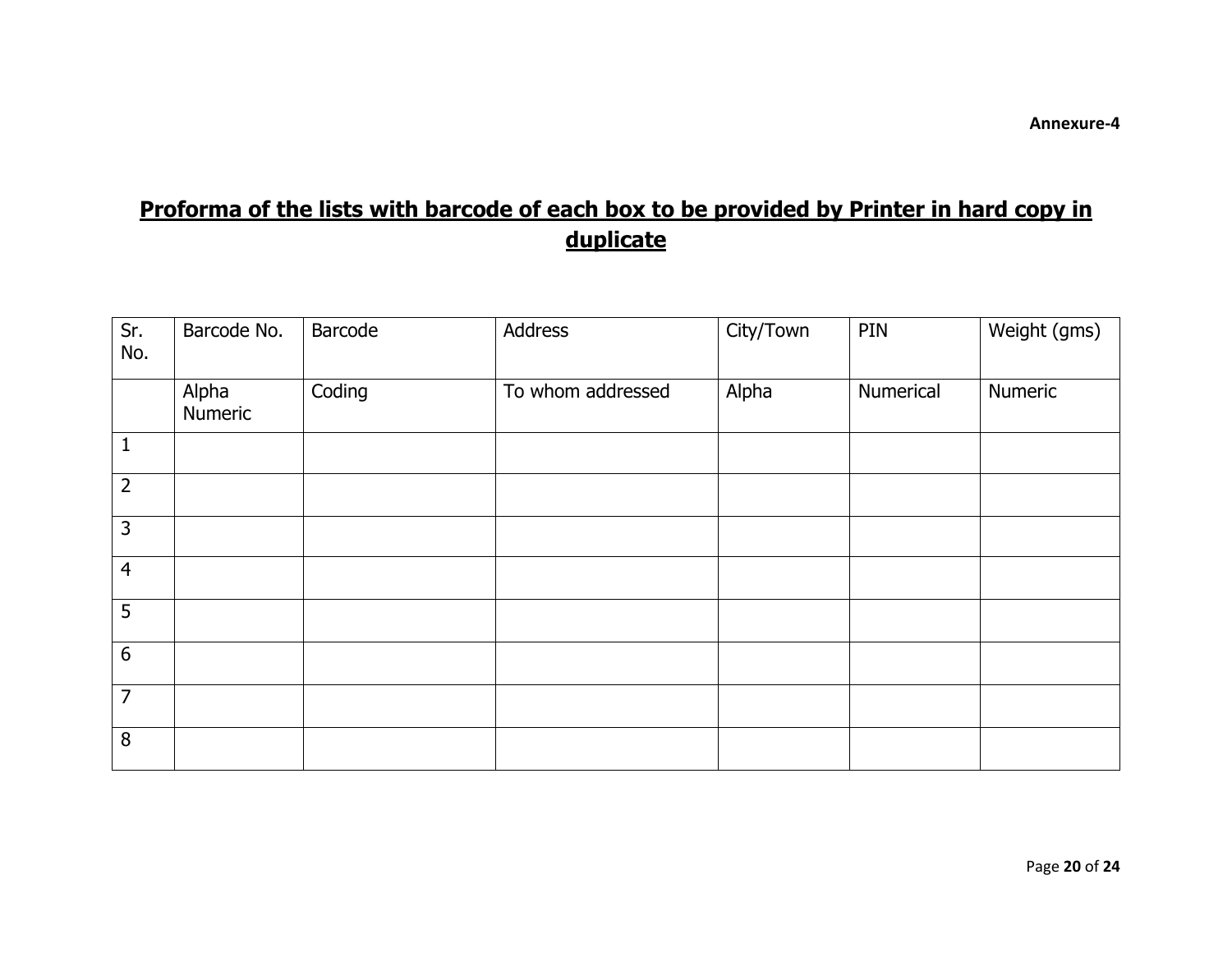**Annexure-4**

## Proforma of the lists with barcode of each box to be provided by Printer in hard copy in duplicate

| Sr. No. | Barcode No. | Barcode | Address | City/Town | PIN | Weight (gms) |
|---|---|---|---|---|---|---|
| | Alpha Numeric | Coding | To whom addressed | Alpha | Numerical | Numeric |
| 1 | | | | | | |
| 2 | | | | | | |
| 3 | | | | | | |
| 4 | | | | | | |
| 5 | | | | | | |
| 6 | | | | | | |
| 7 | | | | | | |
| 8 | | | | | | |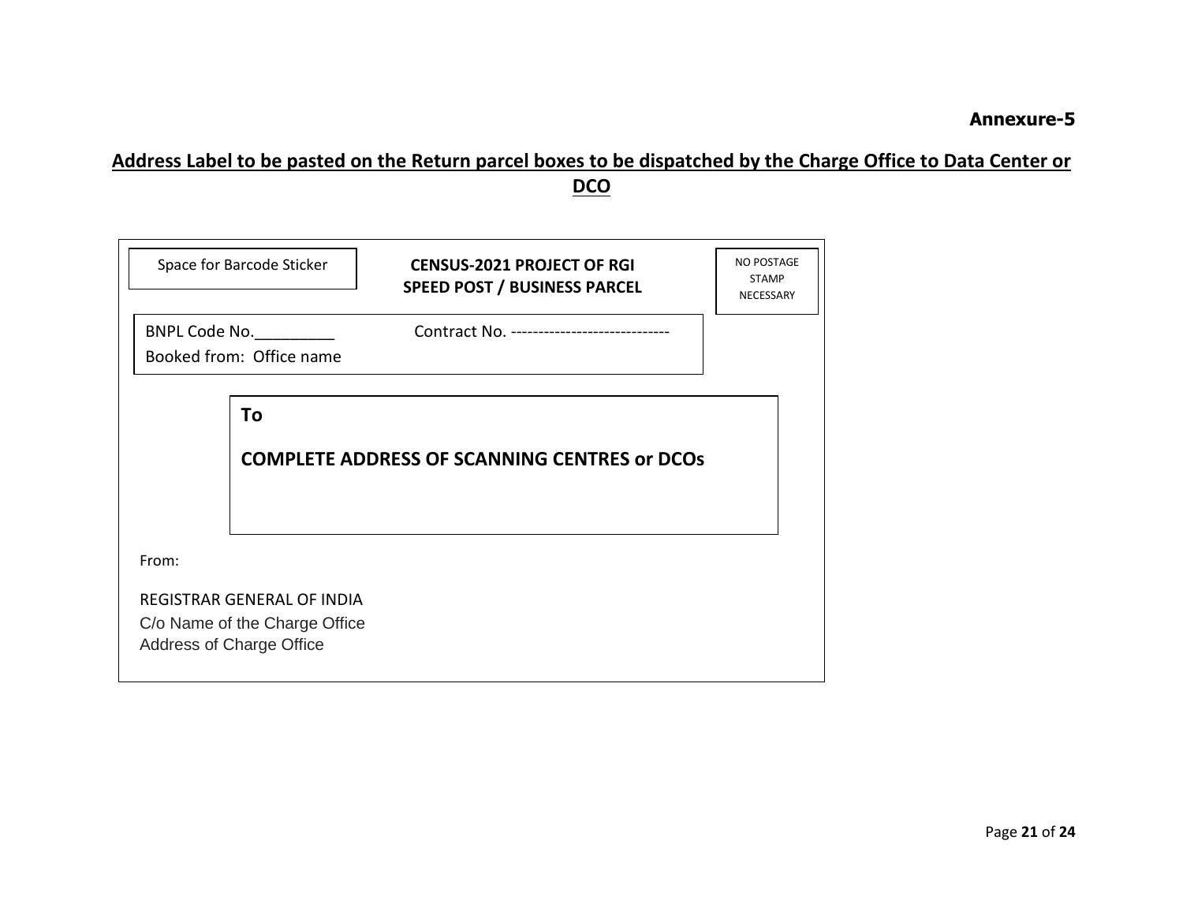**Annexure-5**

**Address Label to be pasted on the Return parcel boxes to be dispatched by the Charge Office to Data Center or DCO**

Space for Barcode Sticker

**CENSUS-2021 PROJECT OF RGI**
**SPEED POST / BUSINESS PARCEL**

NO POSTAGE STAMP NECESSARY

BNPL Code No.\_\_\_\_\_\_\_\_\_ Contract No. -----------------------------
Booked from: Office name

**To**

**COMPLETE ADDRESS OF SCANNING CENTRES or DCOs**

From:

REGISTRAR GENERAL OF INDIA
C/o Name of the Charge Office
Address of Charge Office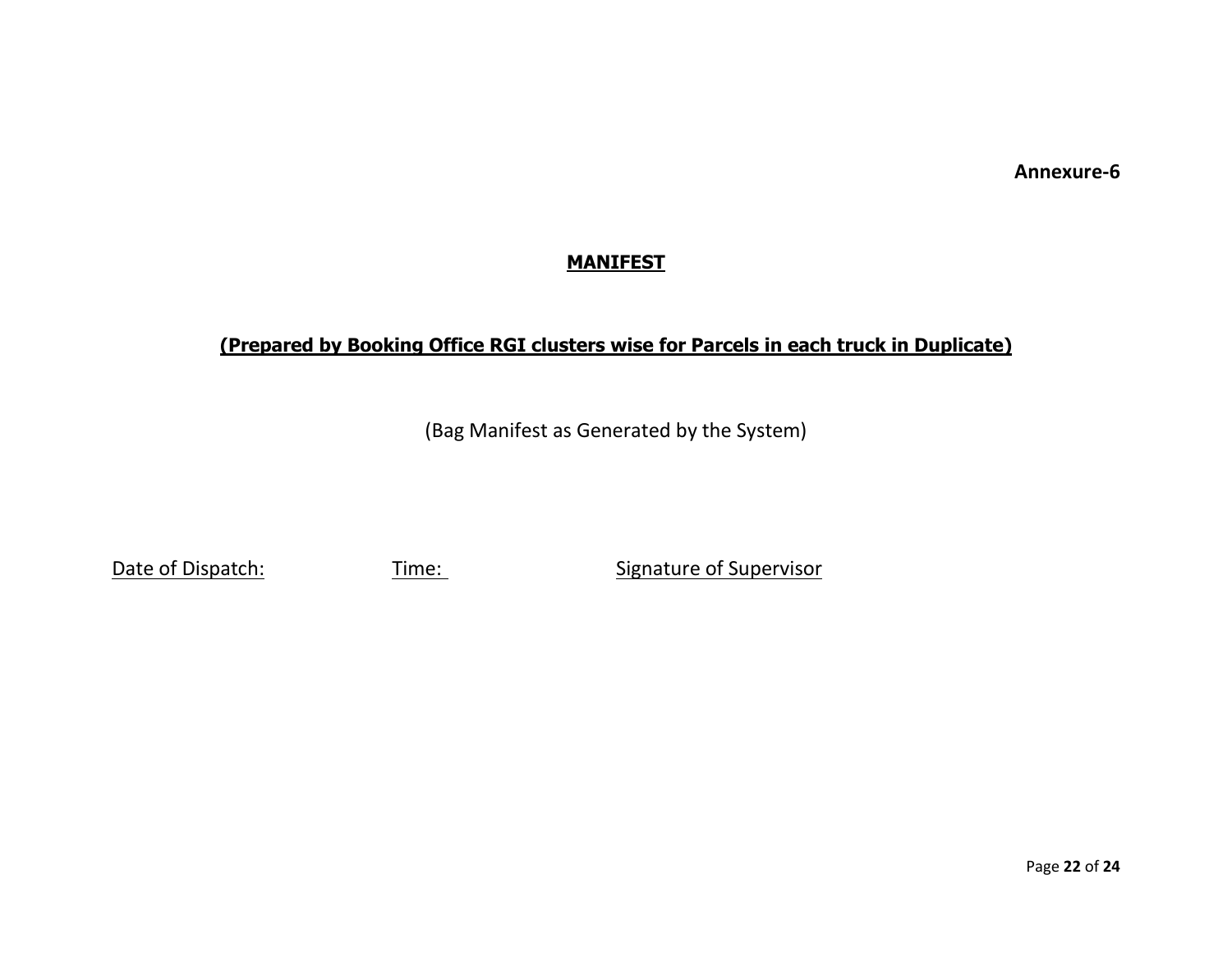**Annexure-6**

## MANIFEST

**(Prepared by Booking Office RGI clusters wise for Parcels in each truck in Duplicate)**

(Bag Manifest as Generated by the System)

Date of Dispatch: Time: Signature of Supervisor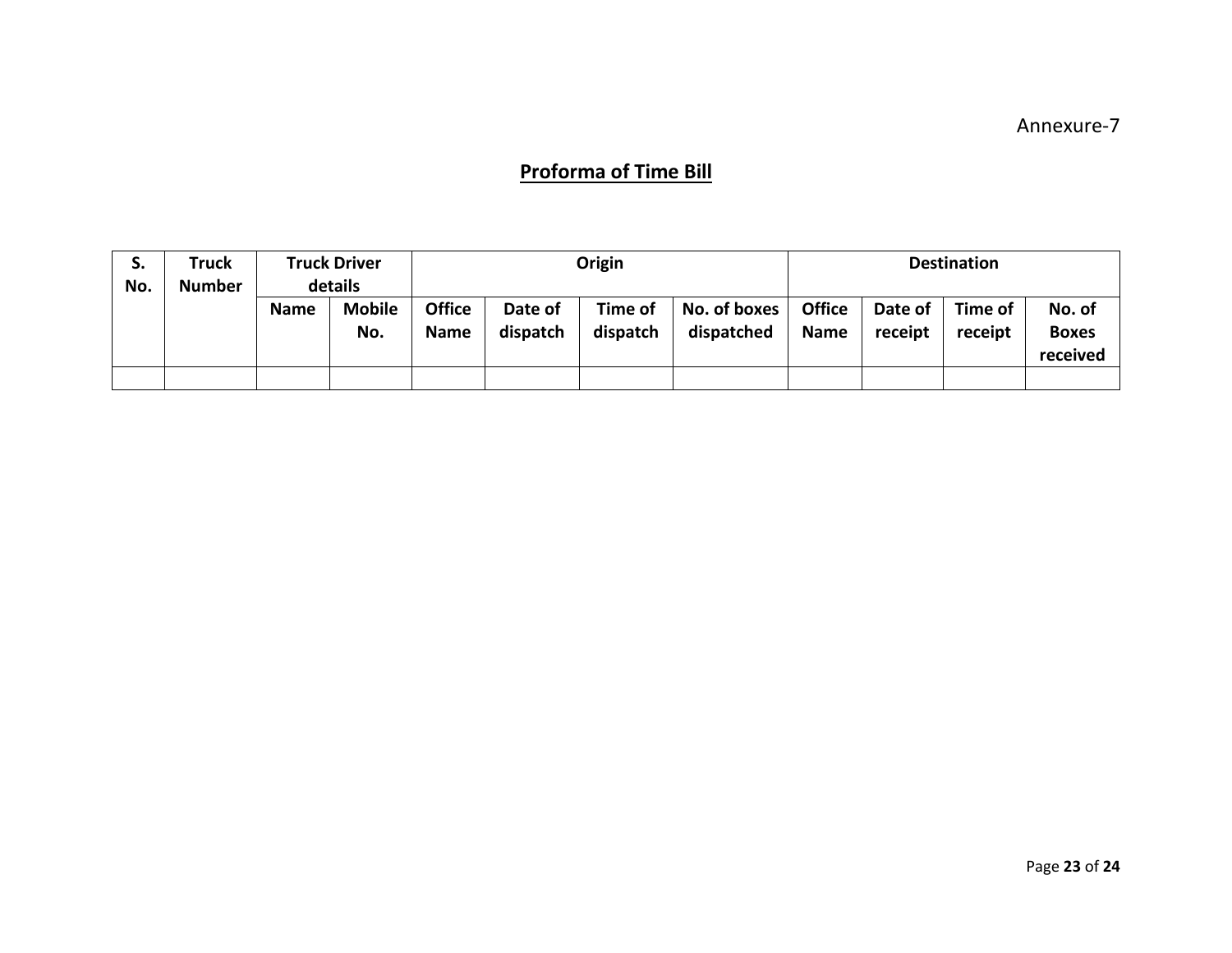Annexure-7

## Proforma of Time Bill

| S. No. | Truck Number | Truck Driver details | | Origin | | | | Destination | | | |
|---|---|---|---|---|---|---|---|---|---|---|---|
| | | Name | Mobile No. | Office Name | Date of dispatch | Time of dispatch | No. of boxes dispatched | Office Name | Date of receipt | Time of receipt | No. of Boxes received |
| | | | | | | | | | | | |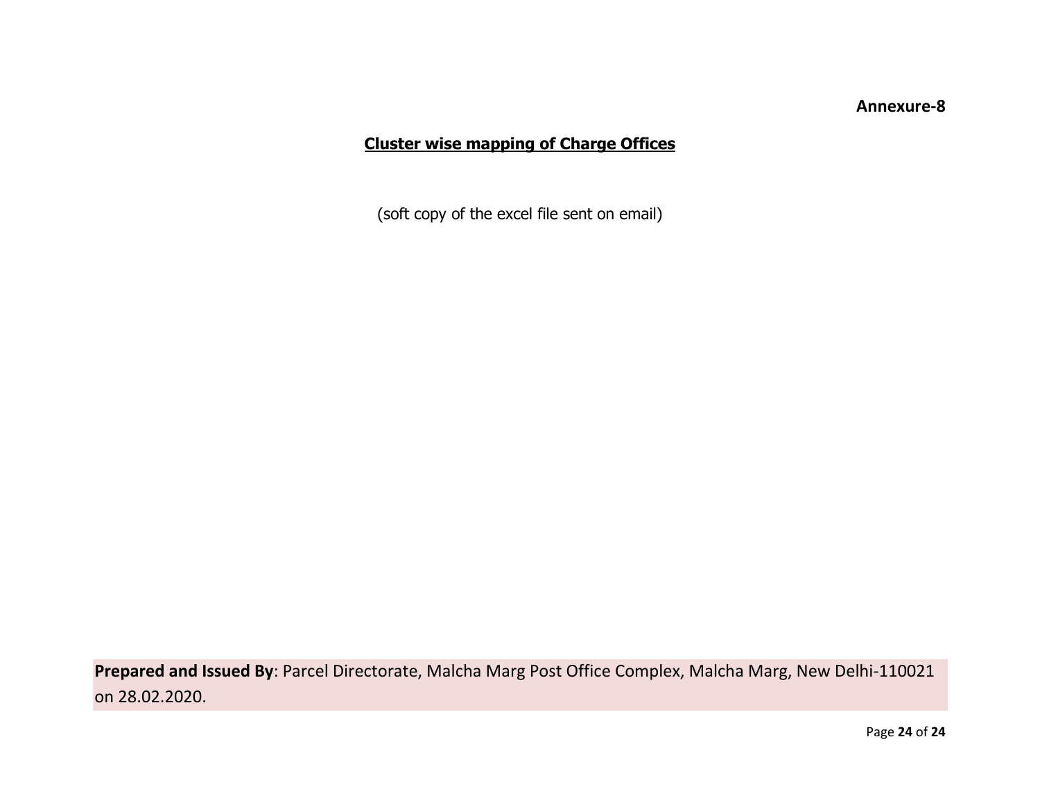**Annexure-8**

## Cluster wise mapping of Charge Offices

(soft copy of the excel file sent on email)

**Prepared and Issued By**: Parcel Directorate, Malcha Marg Post Office Complex, Malcha Marg, New Delhi-110021 on 28.02.2020.